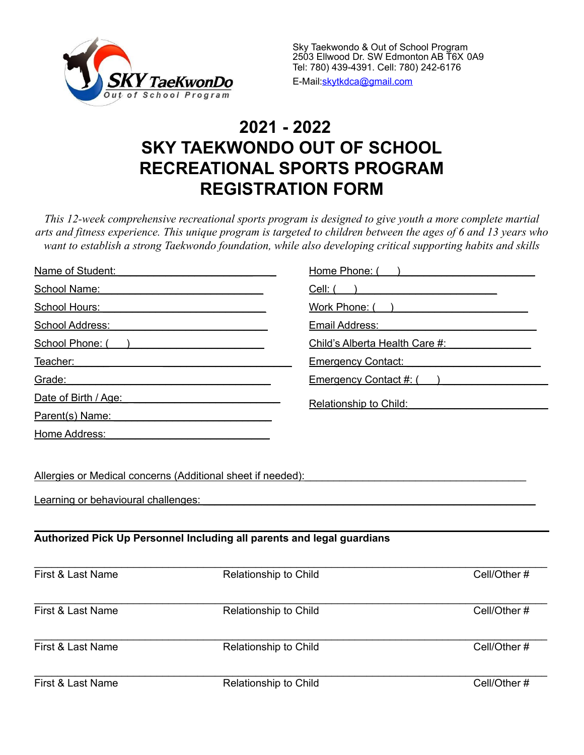Sky Taekwondo & Out of School Program
2503 Ellwood Dr. SW Edmonton AB T6X 0A9
Tel: 780) 439-4391. Cell: 780) 242-6176
E-Mail: skytkdca@gmail.com

# 2021 - 2022
# SKY TAEKWONDO OUT OF SCHOOL RECREATIONAL SPORTS PROGRAM REGISTRATION FORM

*This 12-week comprehensive recreational sports program is designed to give youth a more complete martial arts and fitness experience. This unique program is targeted to children between the ages of 6 and 13 years who want to establish a strong Taekwondo foundation, while also developing critical supporting habits and skills*

Name of Student: ____________________________

School Name: ____________________________

School Hours: ____________________________

School Address: ____________________________

School Phone: (    ) ____________________________

Teacher: ____________________________

Grade: ____________________________

Date of Birth / Age: ____________________________

Parent(s) Name: ____________________________

Home Address: ____________________________

Home Phone: (    ) ____________________________

Cell: (    ) ____________________________

Work Phone: (    ) ____________________________

Email Address: ____________________________

Child's Alberta Health Care #: ____________________________

Emergency Contact: ____________________________

Emergency Contact #: (    ) ____________________________

Relationship to Child: ____________________________

Allergies or Medical concerns (Additional sheet if needed): ____________________________

Learning or behavioural challenges: ____________________________

**Authorized Pick Up Personnel Including all parents and legal guardians**

| First & Last Name | Relationship to Child | Cell/Other # |
|---|---|---|
| | | |
| First & Last Name | Relationship to Child | Cell/Other # |
| First & Last Name | Relationship to Child | Cell/Other # |
| First & Last Name | Relationship to Child | Cell/Other # |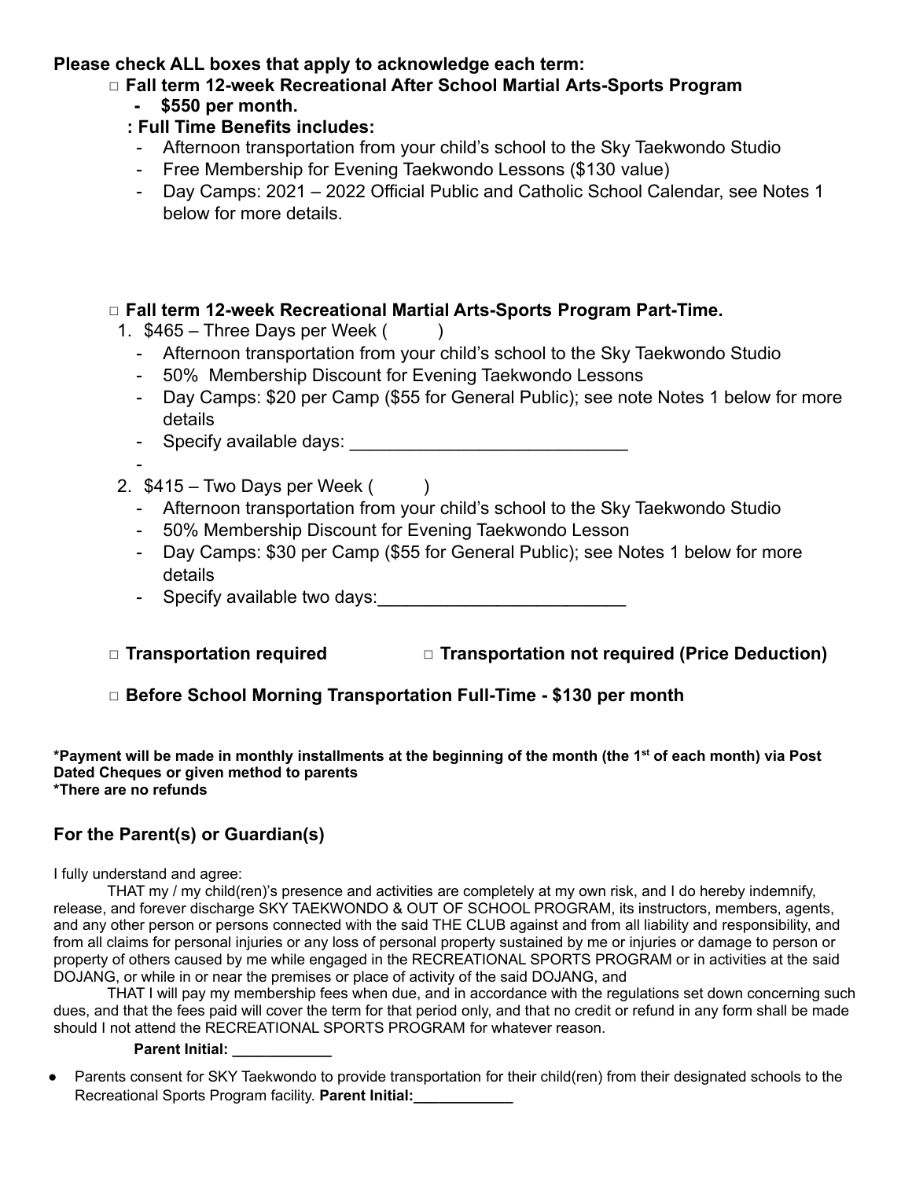**Please check ALL boxes that apply to acknowledge each term:**

- □ **Fall term 12-week Recreational After School Martial Arts-Sports Program**
  - **$550 per month.**

  **: Full Time Benefits includes:**
  - Afternoon transportation from your child's school to the Sky Taekwondo Studio
  - Free Membership for Evening Taekwondo Lessons ($130 value)
  - Day Camps: 2021 – 2022 Official Public and Catholic School Calendar, see Notes 1 below for more details.

- □ **Fall term 12-week Recreational Martial Arts-Sports Program Part-Time.**
  1. $465 – Three Days per Week (        )
     - Afternoon transportation from your child's school to the Sky Taekwondo Studio
     - 50%  Membership Discount for Evening Taekwondo Lessons
     - Day Camps: $20 per Camp ($55 for General Public); see note Notes 1 below for more details
     - Specify available days: ___________________________
     -
  2. $415 – Two Days per Week (        )
     - Afternoon transportation from your child's school to the Sky Taekwondo Studio
     - 50% Membership Discount for Evening Taekwondo Lesson
     - Day Camps: $30 per Camp ($55 for General Public); see Notes 1 below for more details
     - Specify available two days:_________________________

□ **Transportation required**  □ **Transportation not required (Price Deduction)**

□ **Before School Morning Transportation Full-Time - $130 per month**

**\*Payment will be made in monthly installments at the beginning of the month (the 1st of each month) via Post Dated Cheques or given method to parents**
**\*There are no refunds**

## For the Parent(s) or Guardian(s)

I fully understand and agree:

THAT my / my child(ren)'s presence and activities are completely at my own risk, and I do hereby indemnify, release, and forever discharge SKY TAEKWONDO & OUT OF SCHOOL PROGRAM, its instructors, members, agents, and any other person or persons connected with the said THE CLUB against and from all liability and responsibility, and from all claims for personal injuries or any loss of personal property sustained by me or injuries or damage to person or property of others caused by me while engaged in the RECREATIONAL SPORTS PROGRAM or in activities at the said DOJANG, or while in or near the premises or place of activity of the said DOJANG, and

THAT I will pay my membership fees when due, and in accordance with the regulations set down concerning such dues, and that the fees paid will cover the term for that period only, and that no credit or refund in any form shall be made should I not attend the RECREATIONAL SPORTS PROGRAM for whatever reason.

**Parent Initial: ____________**

- Parents consent for SKY Taekwondo to provide transportation for their child(ren) from their designated schools to the Recreational Sports Program facility. **Parent Initial:____________**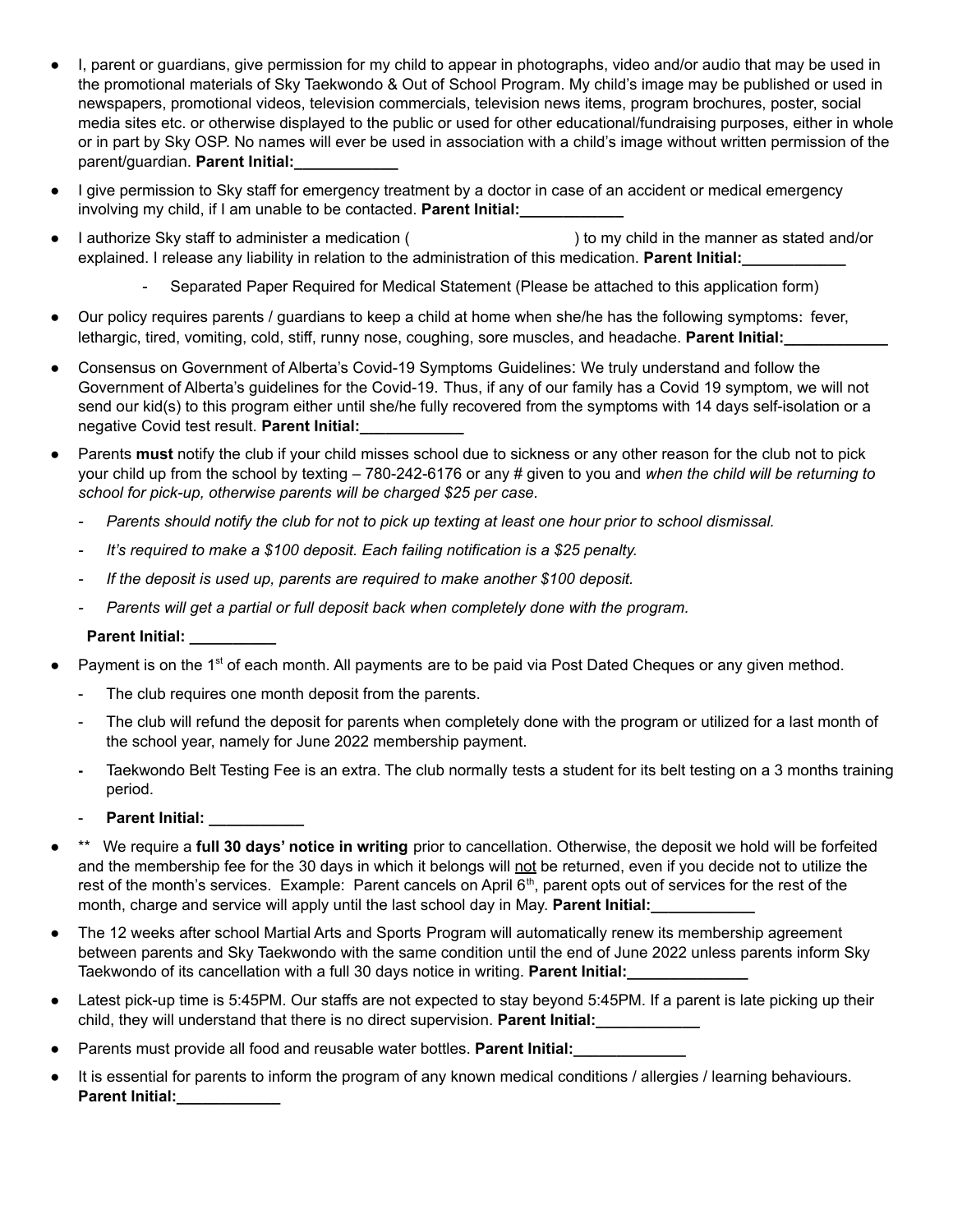- I, parent or guardians, give permission for my child to appear in photographs, video and/or audio that may be used in the promotional materials of Sky Taekwondo & Out of School Program. My child's image may be published or used in newspapers, promotional videos, television commercials, television news items, program brochures, poster, social media sites etc. or otherwise displayed to the public or used for other educational/fundraising purposes, either in whole or in part by Sky OSP. No names will ever be used in association with a child's image without written permission of the parent/guardian. **Parent Initial:____________**
- I give permission to Sky staff for emergency treatment by a doctor in case of an accident or medical emergency involving my child, if I am unable to be contacted. **Parent Initial:____________**
- I authorize Sky staff to administer a medication (                              ) to my child in the manner as stated and/or explained. I release any liability in relation to the administration of this medication. **Parent Initial:____________**
    - Separated Paper Required for Medical Statement (Please be attached to this application form)
- Our policy requires parents / guardians to keep a child at home when she/he has the following symptoms: fever, lethargic, tired, vomiting, cold, stiff, runny nose, coughing, sore muscles, and headache. **Parent Initial:____________**
- Consensus on Government of Alberta's Covid-19 Symptoms Guidelines: We truly understand and follow the Government of Alberta's guidelines for the Covid-19. Thus, if any of our family has a Covid 19 symptom, we will not send our kid(s) to this program either until she/he fully recovered from the symptoms with 14 days self-isolation or a negative Covid test result. **Parent Initial:____________**
- Parents **must** notify the club if your child misses school due to sickness or any other reason for the club not to pick your child up from the school by texting – 780-242-6176 or any # given to you and *when the child will be returning to school for pick-up, otherwise parents will be charged $25 per case*.
    - *Parents should notify the club for not to pick up texting at least one hour prior to school dismissal.*
    - *It's required to make a $100 deposit. Each failing notification is a $25 penalty.*
    - *If the deposit is used up, parents are required to make another $100 deposit.*
    - *Parents will get a partial or full deposit back when completely done with the program.*

  **Parent Initial: __________**
- Payment is on the 1st of each month. All payments are to be paid via Post Dated Cheques or any given method.
    - The club requires one month deposit from the parents.
    - The club will refund the deposit for parents when completely done with the program or utilized for a last month of the school year, namely for June 2022 membership payment.
    - Taekwondo Belt Testing Fee is an extra. The club normally tests a student for its belt testing on a 3 months training period.
    - **Parent Initial: ___________**
- ** We require a **full 30 days' notice in writing** prior to cancellation. Otherwise, the deposit we hold will be forfeited and the membership fee for the 30 days in which it belongs will not be returned, even if you decide not to utilize the rest of the month's services. Example: Parent cancels on April 6th, parent opts out of services for the rest of the month, charge and service will apply until the last school day in May. **Parent Initial:____________**
- The 12 weeks after school Martial Arts and Sports Program will automatically renew its membership agreement between parents and Sky Taekwondo with the same condition until the end of June 2022 unless parents inform Sky Taekwondo of its cancellation with a full 30 days notice in writing. **Parent Initial:______________**
- Latest pick-up time is 5:45PM. Our staffs are not expected to stay beyond 5:45PM. If a parent is late picking up their child, they will understand that there is no direct supervision. **Parent Initial:____________**
- Parents must provide all food and reusable water bottles. **Parent Initial:_____________**
- It is essential for parents to inform the program of any known medical conditions / allergies / learning behaviours. **Parent Initial:____________**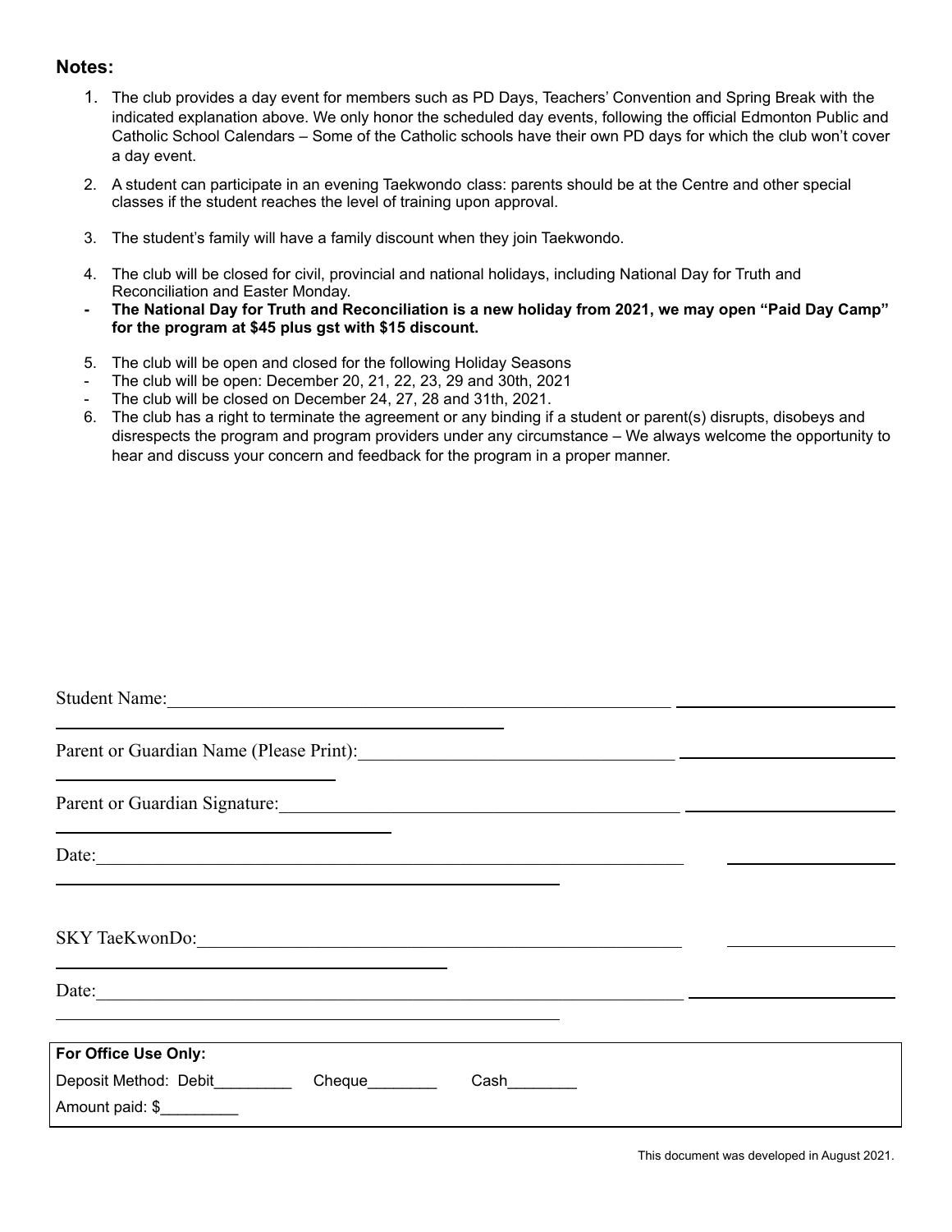## Notes:

1. The club provides a day event for members such as PD Days, Teachers' Convention and Spring Break with the indicated explanation above. We only honor the scheduled day events, following the official Edmonton Public and Catholic School Calendars – Some of the Catholic schools have their own PD days for which the club won't cover a day event.
2. A student can participate in an evening Taekwondo class: parents should be at the Centre and other special classes if the student reaches the level of training upon approval.
3. The student's family will have a family discount when they join Taekwondo.
4. The club will be closed for civil, provincial and national holidays, including National Day for Truth and Reconciliation and Easter Monday.

- **The National Day for Truth and Reconciliation is a new holiday from 2021, we may open "Paid Day Camp" for the program at $45 plus gst with $15 discount.**

5. The club will be open and closed for the following Holiday Seasons

- The club will be open: December 20, 21, 22, 23, 29 and 30th, 2021
- The club will be closed on December 24, 27, 28 and 31th, 2021.

6. The club has a right to terminate the agreement or any binding if a student or parent(s) disrupts, disobeys and disrespects the program and program providers under any circumstance – We always welcome the opportunity to hear and discuss your concern and feedback for the program in a proper manner.

Student Name:______________________________

Parent or Guardian Name (Please Print):______________________________

Parent or Guardian Signature:______________________________

Date:______________________________

SKY TaeKwonDo:______________________________

Date:______________________________

**For Office Use Only:**

Deposit Method: Debit_________ Cheque________ Cash________

Amount paid: $_________

This document was developed in August 2021.